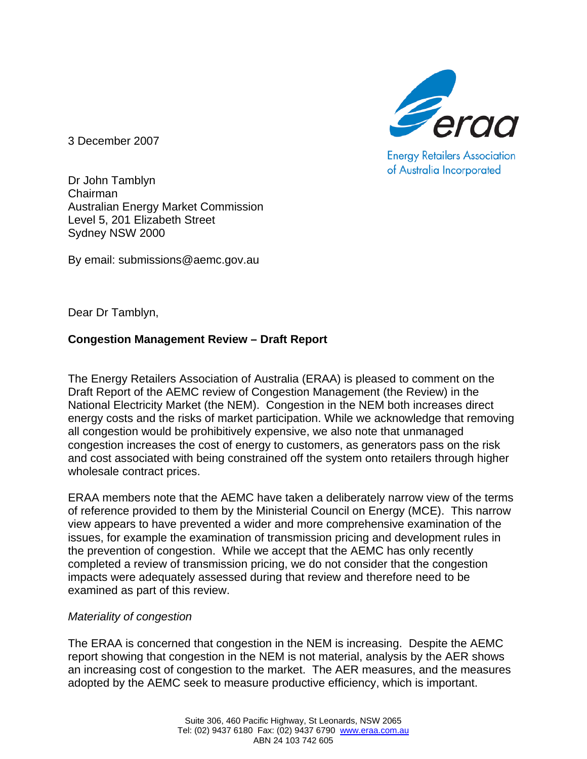Energy Retailers Association of Australia Incorporated

3 December 2007

Dr John Tamblyn
Chairman
Australian Energy Market Commission
Level 5, 201 Elizabeth Street
Sydney NSW 2000

By email: submissions@aemc.gov.au

Dear Dr Tamblyn,

**Congestion Management Review – Draft Report**

The Energy Retailers Association of Australia (ERAA) is pleased to comment on the Draft Report of the AEMC review of Congestion Management (the Review) in the National Electricity Market (the NEM). Congestion in the NEM both increases direct energy costs and the risks of market participation. While we acknowledge that removing all congestion would be prohibitively expensive, we also note that unmanaged congestion increases the cost of energy to customers, as generators pass on the risk and cost associated with being constrained off the system onto retailers through higher wholesale contract prices.

ERAA members note that the AEMC have taken a deliberately narrow view of the terms of reference provided to them by the Ministerial Council on Energy (MCE). This narrow view appears to have prevented a wider and more comprehensive examination of the issues, for example the examination of transmission pricing and development rules in the prevention of congestion. While we accept that the AEMC has only recently completed a review of transmission pricing, we do not consider that the congestion impacts were adequately assessed during that review and therefore need to be examined as part of this review.

*Materiality of congestion*

The ERAA is concerned that congestion in the NEM is increasing. Despite the AEMC report showing that congestion in the NEM is not material, analysis by the AER shows an increasing cost of congestion to the market. The AER measures, and the measures adopted by the AEMC seek to measure productive efficiency, which is important.

Suite 306, 460 Pacific Highway, St Leonards, NSW 2065
Tel: (02) 9437 6180 Fax: (02) 9437 6790 www.eraa.com.au
ABN 24 103 742 605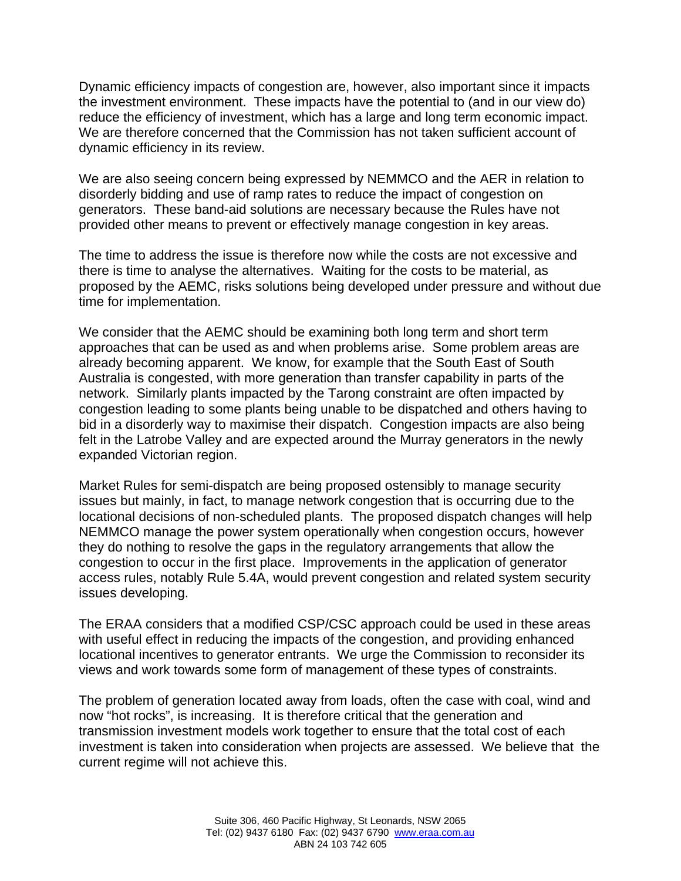Dynamic efficiency impacts of congestion are, however, also important since it impacts the investment environment. These impacts have the potential to (and in our view do) reduce the efficiency of investment, which has a large and long term economic impact. We are therefore concerned that the Commission has not taken sufficient account of dynamic efficiency in its review.

We are also seeing concern being expressed by NEMMCO and the AER in relation to disorderly bidding and use of ramp rates to reduce the impact of congestion on generators. These band-aid solutions are necessary because the Rules have not provided other means to prevent or effectively manage congestion in key areas.

The time to address the issue is therefore now while the costs are not excessive and there is time to analyse the alternatives. Waiting for the costs to be material, as proposed by the AEMC, risks solutions being developed under pressure and without due time for implementation.

We consider that the AEMC should be examining both long term and short term approaches that can be used as and when problems arise. Some problem areas are already becoming apparent. We know, for example that the South East of South Australia is congested, with more generation than transfer capability in parts of the network. Similarly plants impacted by the Tarong constraint are often impacted by congestion leading to some plants being unable to be dispatched and others having to bid in a disorderly way to maximise their dispatch. Congestion impacts are also being felt in the Latrobe Valley and are expected around the Murray generators in the newly expanded Victorian region.

Market Rules for semi-dispatch are being proposed ostensibly to manage security issues but mainly, in fact, to manage network congestion that is occurring due to the locational decisions of non-scheduled plants. The proposed dispatch changes will help NEMMCO manage the power system operationally when congestion occurs, however they do nothing to resolve the gaps in the regulatory arrangements that allow the congestion to occur in the first place. Improvements in the application of generator access rules, notably Rule 5.4A, would prevent congestion and related system security issues developing.

The ERAA considers that a modified CSP/CSC approach could be used in these areas with useful effect in reducing the impacts of the congestion, and providing enhanced locational incentives to generator entrants. We urge the Commission to reconsider its views and work towards some form of management of these types of constraints.

The problem of generation located away from loads, often the case with coal, wind and now "hot rocks", is increasing. It is therefore critical that the generation and transmission investment models work together to ensure that the total cost of each investment is taken into consideration when projects are assessed. We believe that the current regime will not achieve this.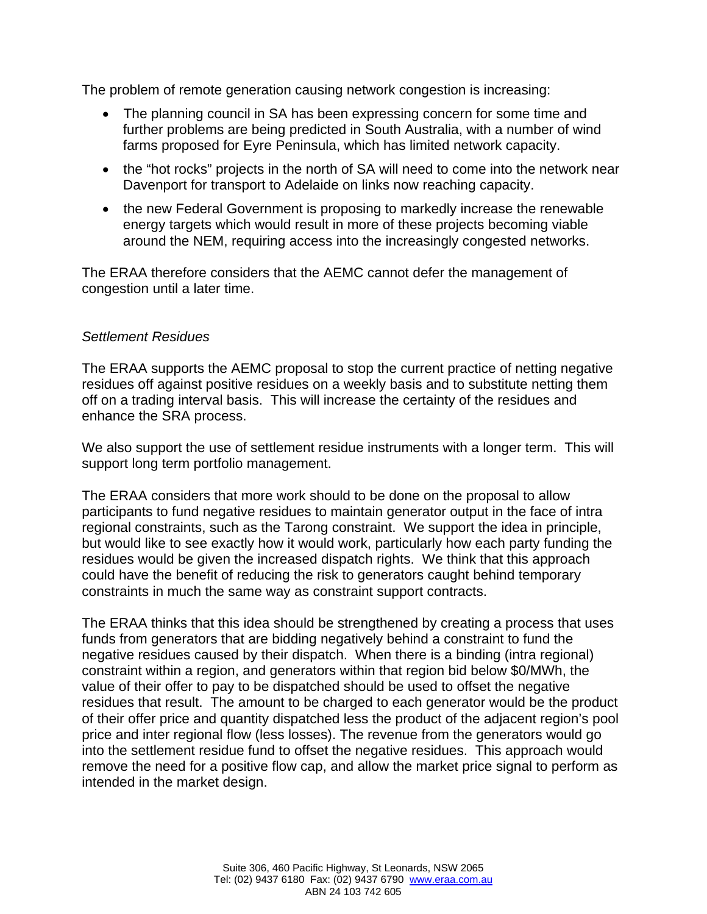The problem of remote generation causing network congestion is increasing:

- The planning council in SA has been expressing concern for some time and further problems are being predicted in South Australia, with a number of wind farms proposed for Eyre Peninsula, which has limited network capacity.
- the "hot rocks" projects in the north of SA will need to come into the network near Davenport for transport to Adelaide on links now reaching capacity.
- the new Federal Government is proposing to markedly increase the renewable energy targets which would result in more of these projects becoming viable around the NEM, requiring access into the increasingly congested networks.

The ERAA therefore considers that the AEMC cannot defer the management of congestion until a later time.

*Settlement Residues*

The ERAA supports the AEMC proposal to stop the current practice of netting negative residues off against positive residues on a weekly basis and to substitute netting them off on a trading interval basis. This will increase the certainty of the residues and enhance the SRA process.

We also support the use of settlement residue instruments with a longer term. This will support long term portfolio management.

The ERAA considers that more work should to be done on the proposal to allow participants to fund negative residues to maintain generator output in the face of intra regional constraints, such as the Tarong constraint. We support the idea in principle, but would like to see exactly how it would work, particularly how each party funding the residues would be given the increased dispatch rights. We think that this approach could have the benefit of reducing the risk to generators caught behind temporary constraints in much the same way as constraint support contracts.

The ERAA thinks that this idea should be strengthened by creating a process that uses funds from generators that are bidding negatively behind a constraint to fund the negative residues caused by their dispatch. When there is a binding (intra regional) constraint within a region, and generators within that region bid below $0/MWh, the value of their offer to pay to be dispatched should be used to offset the negative residues that result. The amount to be charged to each generator would be the product of their offer price and quantity dispatched less the product of the adjacent region's pool price and inter regional flow (less losses). The revenue from the generators would go into the settlement residue fund to offset the negative residues. This approach would remove the need for a positive flow cap, and allow the market price signal to perform as intended in the market design.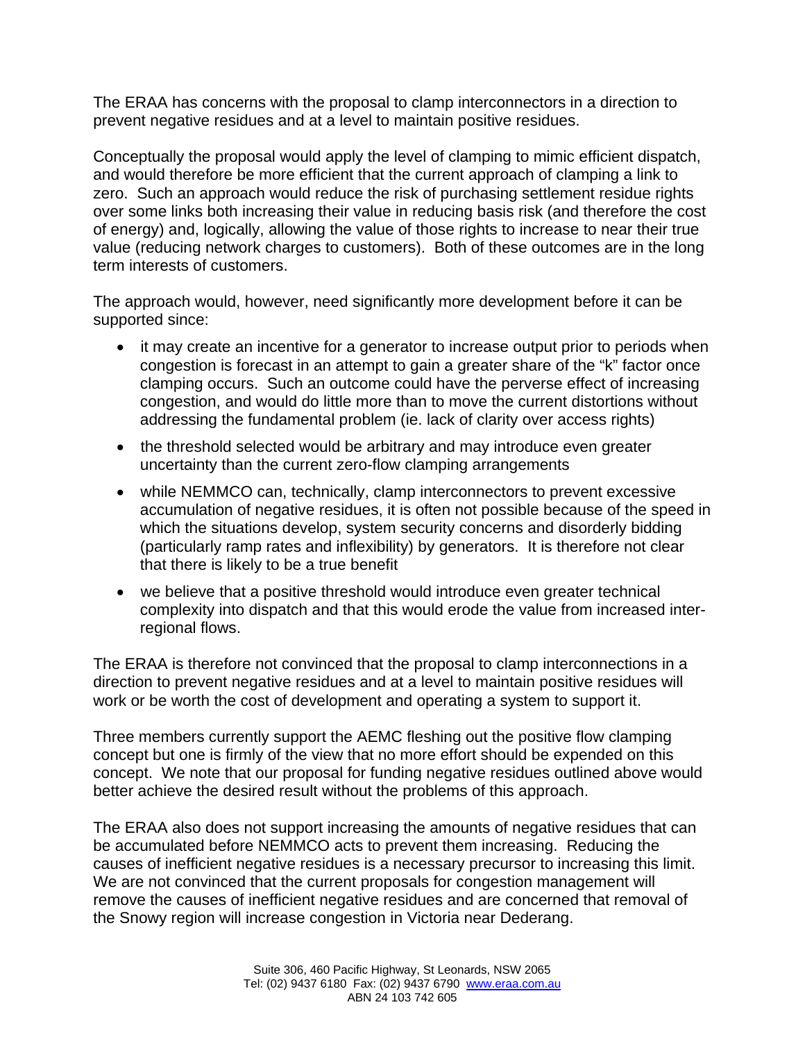The ERAA has concerns with the proposal to clamp interconnectors in a direction to prevent negative residues and at a level to maintain positive residues.

Conceptually the proposal would apply the level of clamping to mimic efficient dispatch, and would therefore be more efficient that the current approach of clamping a link to zero. Such an approach would reduce the risk of purchasing settlement residue rights over some links both increasing their value in reducing basis risk (and therefore the cost of energy) and, logically, allowing the value of those rights to increase to near their true value (reducing network charges to customers). Both of these outcomes are in the long term interests of customers.

The approach would, however, need significantly more development before it can be supported since:

- it may create an incentive for a generator to increase output prior to periods when congestion is forecast in an attempt to gain a greater share of the "k" factor once clamping occurs. Such an outcome could have the perverse effect of increasing congestion, and would do little more than to move the current distortions without addressing the fundamental problem (ie. lack of clarity over access rights)
- the threshold selected would be arbitrary and may introduce even greater uncertainty than the current zero-flow clamping arrangements
- while NEMMCO can, technically, clamp interconnectors to prevent excessive accumulation of negative residues, it is often not possible because of the speed in which the situations develop, system security concerns and disorderly bidding (particularly ramp rates and inflexibility) by generators. It is therefore not clear that there is likely to be a true benefit
- we believe that a positive threshold would introduce even greater technical complexity into dispatch and that this would erode the value from increased inter-regional flows.

The ERAA is therefore not convinced that the proposal to clamp interconnections in a direction to prevent negative residues and at a level to maintain positive residues will work or be worth the cost of development and operating a system to support it.

Three members currently support the AEMC fleshing out the positive flow clamping concept but one is firmly of the view that no more effort should be expended on this concept. We note that our proposal for funding negative residues outlined above would better achieve the desired result without the problems of this approach.

The ERAA also does not support increasing the amounts of negative residues that can be accumulated before NEMMCO acts to prevent them increasing. Reducing the causes of inefficient negative residues is a necessary precursor to increasing this limit. We are not convinced that the current proposals for congestion management will remove the causes of inefficient negative residues and are concerned that removal of the Snowy region will increase congestion in Victoria near Dederang.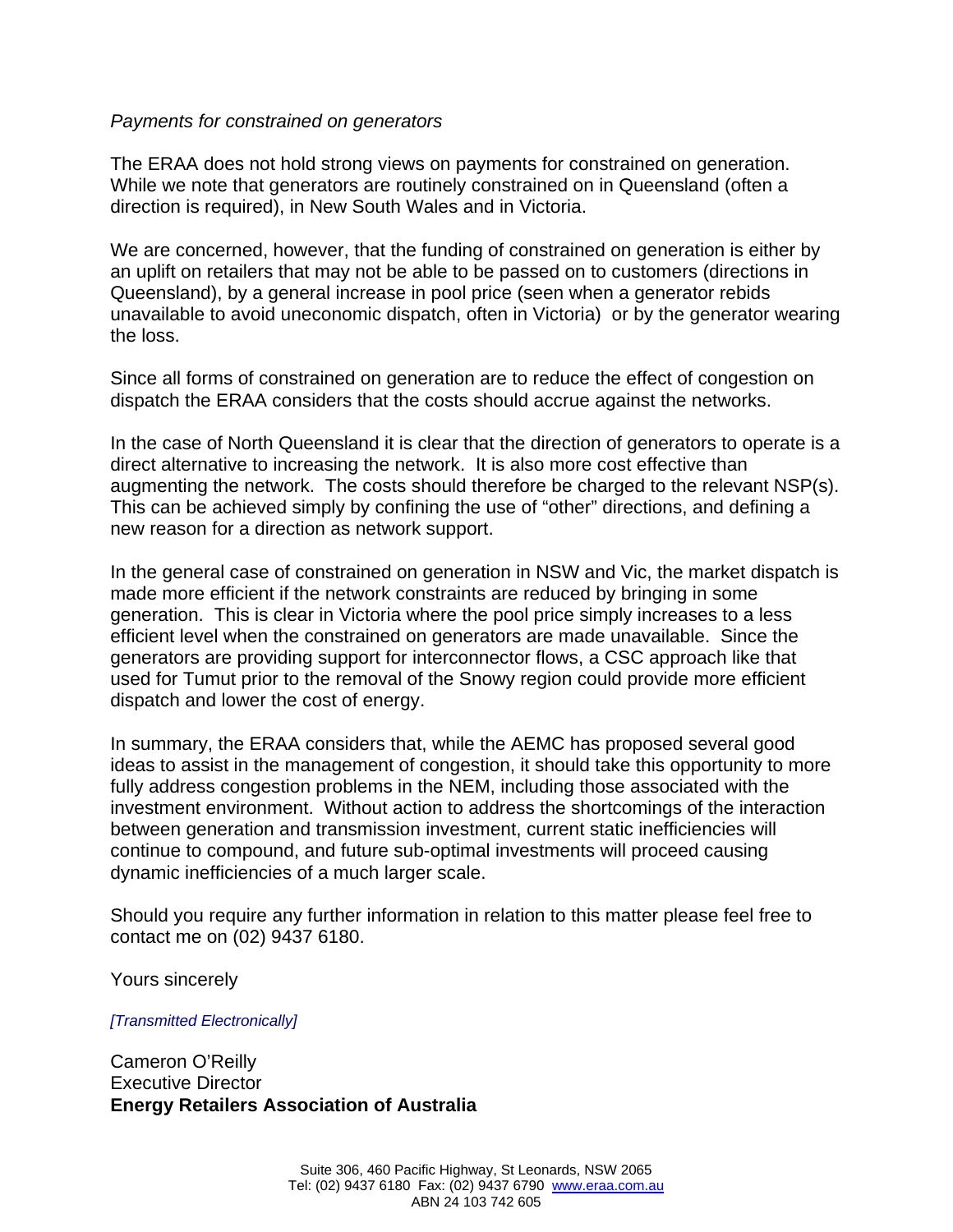*Payments for constrained on generators*

The ERAA does not hold strong views on payments for constrained on generation. While we note that generators are routinely constrained on in Queensland (often a direction is required), in New South Wales and in Victoria.

We are concerned, however, that the funding of constrained on generation is either by an uplift on retailers that may not be able to be passed on to customers (directions in Queensland), by a general increase in pool price (seen when a generator rebids unavailable to avoid uneconomic dispatch, often in Victoria) or by the generator wearing the loss.

Since all forms of constrained on generation are to reduce the effect of congestion on dispatch the ERAA considers that the costs should accrue against the networks.

In the case of North Queensland it is clear that the direction of generators to operate is a direct alternative to increasing the network. It is also more cost effective than augmenting the network. The costs should therefore be charged to the relevant NSP(s). This can be achieved simply by confining the use of "other" directions, and defining a new reason for a direction as network support.

In the general case of constrained on generation in NSW and Vic, the market dispatch is made more efficient if the network constraints are reduced by bringing in some generation. This is clear in Victoria where the pool price simply increases to a less efficient level when the constrained on generators are made unavailable. Since the generators are providing support for interconnector flows, a CSC approach like that used for Tumut prior to the removal of the Snowy region could provide more efficient dispatch and lower the cost of energy.

In summary, the ERAA considers that, while the AEMC has proposed several good ideas to assist in the management of congestion, it should take this opportunity to more fully address congestion problems in the NEM, including those associated with the investment environment. Without action to address the shortcomings of the interaction between generation and transmission investment, current static inefficiencies will continue to compound, and future sub-optimal investments will proceed causing dynamic inefficiencies of a much larger scale.

Should you require any further information in relation to this matter please feel free to contact me on (02) 9437 6180.

Yours sincerely

*[Transmitted Electronically]*

Cameron O'Reilly
Executive Director
**Energy Retailers Association of Australia**

Suite 306, 460 Pacific Highway, St Leonards, NSW 2065
Tel: (02) 9437 6180 Fax: (02) 9437 6790 www.eraa.com.au
ABN 24 103 742 605